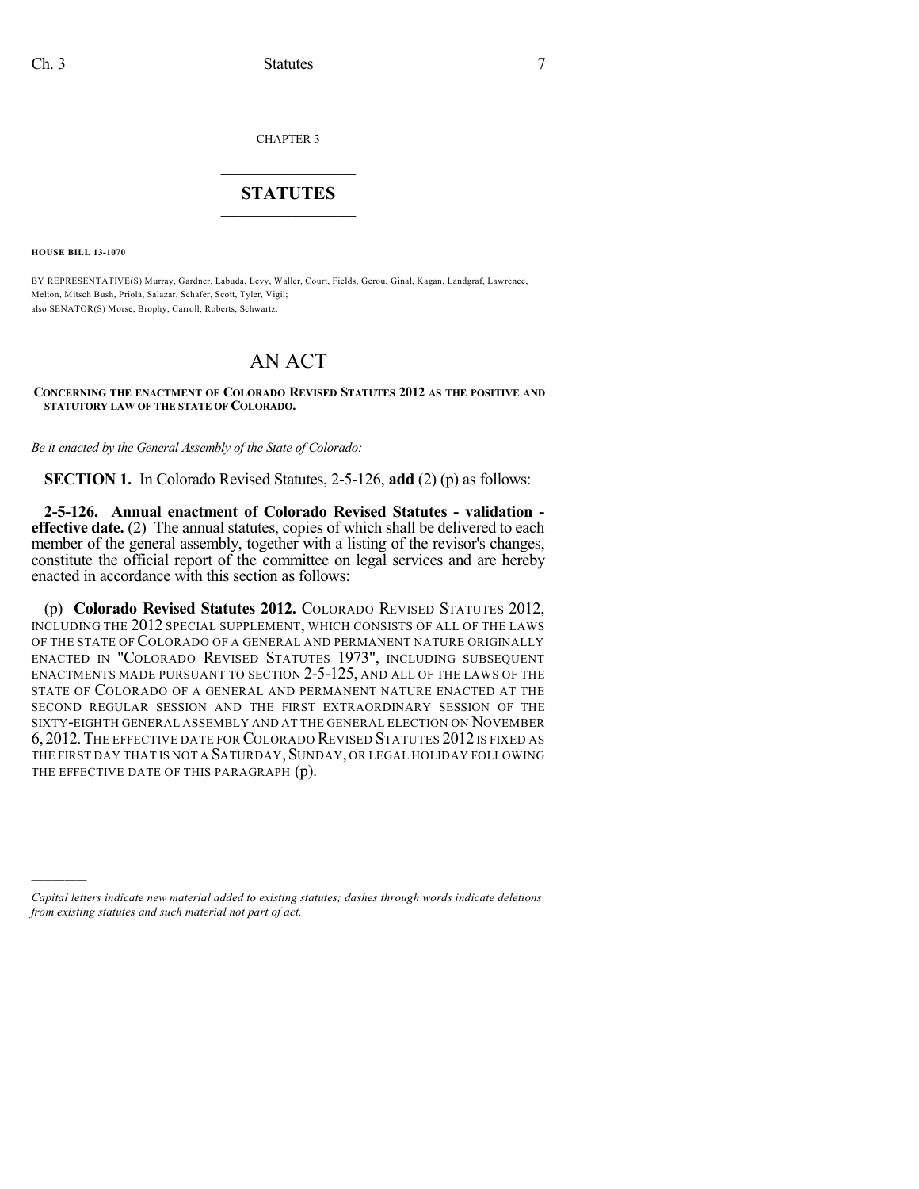CHAPTER 3

# STATUTES

**HOUSE BILL 13-1070**

BY REPRESENTATIVE(S) Murray, Gardner, Labuda, Levy, Waller, Court, Fields, Gerou, Ginal, Kagan, Landgraf, Lawrence, Melton, Mitsch Bush, Priola, Salazar, Schafer, Scott, Tyler, Vigil;
also SENATOR(S) Morse, Brophy, Carroll, Roberts, Schwartz.

# AN ACT

**CONCERNING THE ENACTMENT OF COLORADO REVISED STATUTES 2012 AS THE POSITIVE AND STATUTORY LAW OF THE STATE OF COLORADO.**

*Be it enacted by the General Assembly of the State of Colorado:*

**SECTION 1.** In Colorado Revised Statutes, 2-5-126, **add** (2) (p) as follows:

**2-5-126. Annual enactment of Colorado Revised Statutes - validation - effective date.** (2) The annual statutes, copies of which shall be delivered to each member of the general assembly, together with a listing of the revisor's changes, constitute the official report of the committee on legal services and are hereby enacted in accordance with this section as follows:

(p) **Colorado Revised Statutes 2012.** COLORADO REVISED STATUTES 2012, INCLUDING THE 2012 SPECIAL SUPPLEMENT, WHICH CONSISTS OF ALL OF THE LAWS OF THE STATE OF COLORADO OF A GENERAL AND PERMANENT NATURE ORIGINALLY ENACTED IN "COLORADO REVISED STATUTES 1973", INCLUDING SUBSEQUENT ENACTMENTS MADE PURSUANT TO SECTION 2-5-125, AND ALL OF THE LAWS OF THE STATE OF COLORADO OF A GENERAL AND PERMANENT NATURE ENACTED AT THE SECOND REGULAR SESSION AND THE FIRST EXTRAORDINARY SESSION OF THE SIXTY-EIGHTH GENERAL ASSEMBLY AND AT THE GENERAL ELECTION ON NOVEMBER 6, 2012. THE EFFECTIVE DATE FOR COLORADO REVISED STATUTES 2012 IS FIXED AS THE FIRST DAY THAT IS NOT A SATURDAY, SUNDAY, OR LEGAL HOLIDAY FOLLOWING THE EFFECTIVE DATE OF THIS PARAGRAPH (p).

---

*Capital letters indicate new material added to existing statutes; dashes through words indicate deletions from existing statutes and such material not part of act.*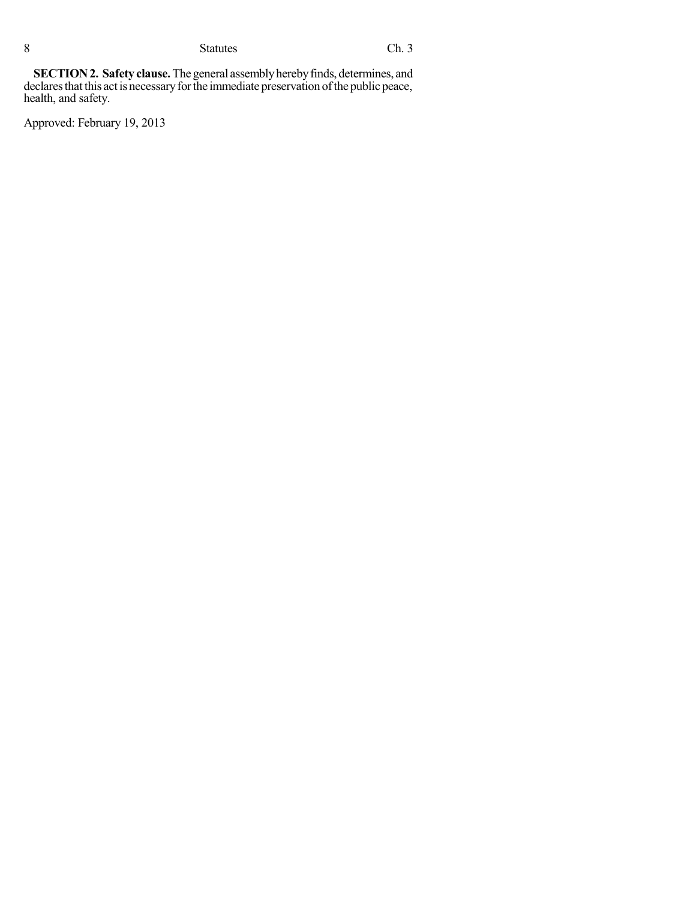**SECTION 2. Safety clause.** The general assembly hereby finds, determines, and declares that this act is necessary for the immediate preservation of the public peace, health, and safety.

Approved: February 19, 2013